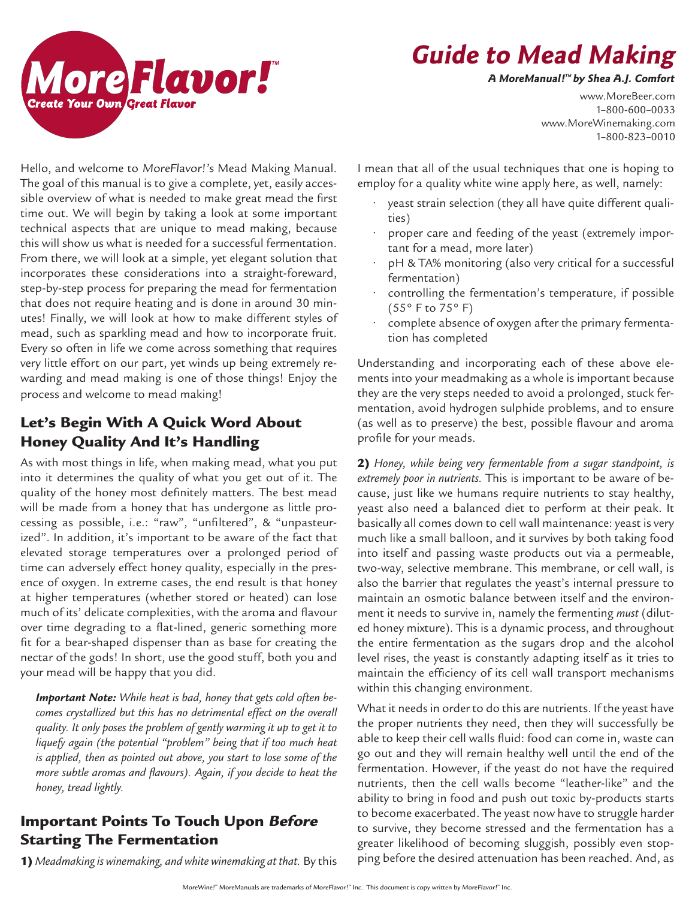# Guide to Mead Making

***A MoreManual!™ by Shea A.J. Comfort***

www.MoreBeer.com
1–800–600–0033
www.MoreWinemaking.com
1–800–823–0010

Hello, and welcome to *MoreFlavor!'s* Mead Making Manual. The goal of this manual is to give a complete, yet, easily accessible overview of what is needed to make great mead the first time out. We will begin by taking a look at some important technical aspects that are unique to mead making, because this will show us what is needed for a successful fermentation. From there, we will look at a simple, yet elegant solution that incorporates these considerations into a straight-foreward, step-by-step process for preparing the mead for fermentation that does not require heating and is done in around 30 minutes! Finally, we will look at how to make different styles of mead, such as sparkling mead and how to incorporate fruit. Every so often in life we come across something that requires very little effort on our part, yet winds up being extremely rewarding and mead making is one of those things! Enjoy the process and welcome to mead making!

## Let's Begin With A Quick Word About Honey Quality And It's Handling

As with most things in life, when making mead, what you put into it determines the quality of what you get out of it. The quality of the honey most definitely matters. The best mead will be made from a honey that has undergone as little processing as possible, i.e.: "raw", "unfiltered", & "unpasteurized". In addition, it's important to be aware of the fact that elevated storage temperatures over a prolonged period of time can adversely effect honey quality, especially in the presence of oxygen. In extreme cases, the end result is that honey at higher temperatures (whether stored or heated) can lose much of its' delicate complexities, with the aroma and flavour over time degrading to a flat-lined, generic something more fit for a bear-shaped dispenser than as base for creating the nectar of the gods! In short, use the good stuff, both you and your mead will be happy that you did.

> ***Important Note:*** *While heat is bad, honey that gets cold often becomes crystallized but this has no detrimental effect on the overall quality. It only poses the problem of gently warming it up to get it to liquefy again (the potential "problem" being that if too much heat is applied, then as pointed out above, you start to lose some of the more subtle aromas and flavours). Again, if you decide to heat the honey, tread lightly.*

## Important Points To Touch Upon *Before* Starting The Fermentation

**1)** *Meadmaking is winemaking, and white winemaking at that.* By this I mean that all of the usual techniques that one is hoping to employ for a quality white wine apply here, as well, namely:

- yeast strain selection (they all have quite different qualities)
- proper care and feeding of the yeast (extremely important for a mead, more later)
- pH & TA% monitoring (also very critical for a successful fermentation)
- controlling the fermentation's temperature, if possible (55° F to 75° F)
- complete absence of oxygen after the primary fermentation has completed

Understanding and incorporating each of these above elements into your meadmaking as a whole is important because they are the very steps needed to avoid a prolonged, stuck fermentation, avoid hydrogen sulphide problems, and to ensure (as well as to preserve) the best, possible flavour and aroma profile for your meads.

**2)** *Honey, while being very fermentable from a sugar standpoint, is extremely poor in nutrients.* This is important to be aware of because, just like we humans require nutrients to stay healthy, yeast also need a balanced diet to perform at their peak. It basically all comes down to cell wall maintenance: yeast is very much like a small balloon, and it survives by both taking food into itself and passing waste products out via a permeable, two-way, selective membrane. This membrane, or cell wall, is also the barrier that regulates the yeast's internal pressure to maintain an osmotic balance between itself and the environment it needs to survive in, namely the fermenting *must* (diluted honey mixture). This is a dynamic process, and throughout the entire fermentation as the sugars drop and the alcohol level rises, the yeast is constantly adapting itself as it tries to maintain the efficiency of its cell wall transport mechanisms within this changing environment.

What it needs in order to do this are nutrients. If the yeast have the proper nutrients they need, then they will successfully be able to keep their cell walls fluid: food can come in, waste can go out and they will remain healthy well until the end of the fermentation. However, if the yeast do not have the required nutrients, then the cell walls become "leather-like" and the ability to bring in food and push out toxic by-products starts to become exacerbated. The yeast now have to struggle harder to survive, they become stressed and the fermentation has a greater likelihood of becoming sluggish, possibly even stopping before the desired attenuation has been reached. And, as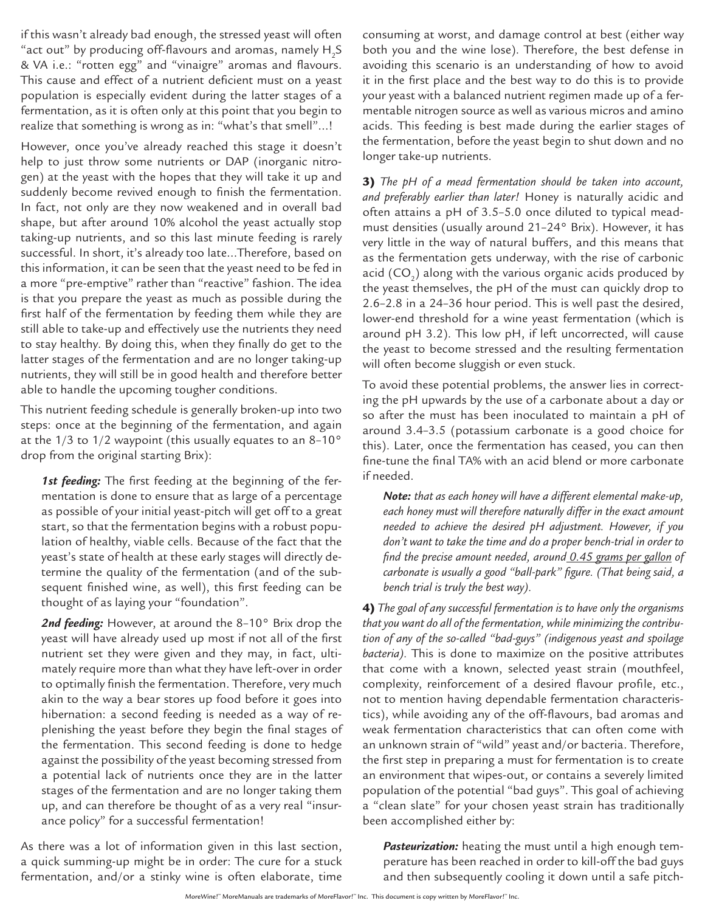if this wasn't already bad enough, the stressed yeast will often "act out" by producing off-flavours and aromas, namely $H_2S$ & VA i.e.: "rotten egg" and "vinaigre" aromas and flavours. This cause and effect of a nutrient deficient must on a yeast population is especially evident during the latter stages of a fermentation, as it is often only at this point that you begin to realize that something is wrong as in: "what's that smell"...!

However, once you've already reached this stage it doesn't help to just throw some nutrients or DAP (inorganic nitrogen) at the yeast with the hopes that they will take it up and suddenly become revived enough to finish the fermentation. In fact, not only are they now weakened and in overall bad shape, but after around 10% alcohol the yeast actually stop taking-up nutrients, and so this last minute feeding is rarely successful. In short, it's already too late...Therefore, based on this information, it can be seen that the yeast need to be fed in a more "pre-emptive" rather than "reactive" fashion. The idea is that you prepare the yeast as much as possible during the first half of the fermentation by feeding them while they are still able to take-up and effectively use the nutrients they need to stay healthy. By doing this, when they finally do get to the latter stages of the fermentation and are no longer taking-up nutrients, they will still be in good health and therefore better able to handle the upcoming tougher conditions.

This nutrient feeding schedule is generally broken-up into two steps: once at the beginning of the fermentation, and again at the 1/3 to 1/2 waypoint (this usually equates to an 8–10° drop from the original starting Brix):

***1st feeding:*** The first feeding at the beginning of the fermentation is done to ensure that as large of a percentage as possible of your initial yeast-pitch will get off to a great start, so that the fermentation begins with a robust population of healthy, viable cells. Because of the fact that the yeast's state of health at these early stages will directly determine the quality of the fermentation (and of the subsequent finished wine, as well), this first feeding can be thought of as laying your "foundation".

***2nd feeding:*** However, at around the 8–10° Brix drop the yeast will have already used up most if not all of the first nutrient set they were given and they may, in fact, ultimately require more than what they have left-over in order to optimally finish the fermentation. Therefore, very much akin to the way a bear stores up food before it goes into hibernation: a second feeding is needed as a way of replenishing the yeast before they begin the final stages of the fermentation. This second feeding is done to hedge against the possibility of the yeast becoming stressed from a potential lack of nutrients once they are in the latter stages of the fermentation and are no longer taking them up, and can therefore be thought of as a very real "insurance policy" for a successful fermentation!

As there was a lot of information given in this last section, a quick summing-up might be in order: The cure for a stuck fermentation, and/or a stinky wine is often elaborate, time consuming at worst, and damage control at best (either way both you and the wine lose). Therefore, the best defense in avoiding this scenario is an understanding of how to avoid it in the first place and the best way to do this is to provide your yeast with a balanced nutrient regimen made up of a fermentable nitrogen source as well as various micros and amino acids. This feeding is best made during the earlier stages of the fermentation, before the yeast begin to shut down and no longer take-up nutrients.

**3)** *The pH of a mead fermentation should be taken into account, and preferably earlier than later!* Honey is naturally acidic and often attains a pH of 3.5–5.0 once diluted to typical mead-must densities (usually around 21–24° Brix). However, it has very little in the way of natural buffers, and this means that as the fermentation gets underway, with the rise of carbonic acid ($CO_2$) along with the various organic acids produced by the yeast themselves, the pH of the must can quickly drop to 2.6–2.8 in a 24–36 hour period. This is well past the desired, lower-end threshold for a wine yeast fermentation (which is around pH 3.2). This low pH, if left uncorrected, will cause the yeast to become stressed and the resulting fermentation will often become sluggish or even stuck.

To avoid these potential problems, the answer lies in correcting the pH upwards by the use of a carbonate about a day or so after the must has been inoculated to maintain a pH of around 3.4–3.5 (potassium carbonate is a good choice for this). Later, once the fermentation has ceased, you can then fine-tune the final TA% with an acid blend or more carbonate if needed.

***Note:*** *that as each honey will have a different elemental make-up, each honey must will therefore naturally differ in the exact amount needed to achieve the desired pH adjustment. However, if you don't want to take the time and do a proper bench-trial in order to find the precise amount needed, around 0.45 grams per gallon of carbonate is usually a good "ball-park" figure. (That being said, a bench trial is truly the best way).*

**4)** *The goal of any successful fermentation is to have only the organisms that you want do all of the fermentation, while minimizing the contribution of any of the so-called "bad-guys" (indigenous yeast and spoilage bacteria).* This is done to maximize on the positive attributes that come with a known, selected yeast strain (mouthfeel, complexity, reinforcement of a desired flavour profile, etc., not to mention having dependable fermentation characteristics), while avoiding any of the off-flavours, bad aromas and weak fermentation characteristics that can often come with an unknown strain of "wild" yeast and/or bacteria. Therefore, the first step in preparing a must for fermentation is to create an environment that wipes-out, or contains a severely limited population of the potential "bad guys". This goal of achieving a "clean slate" for your chosen yeast strain has traditionally been accomplished either by:

***Pasteurization:*** heating the must until a high enough temperature has been reached in order to kill-off the bad guys and then subsequently cooling it down until a safe pitch-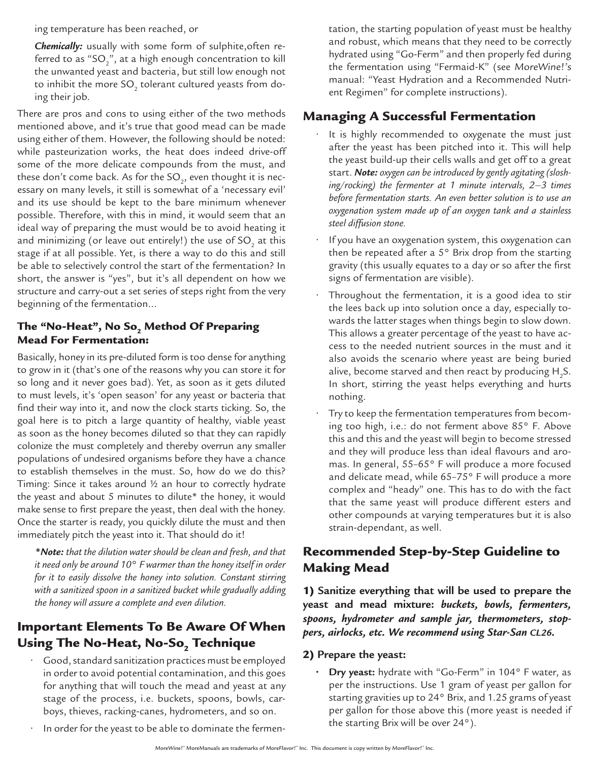ing temperature has been reached, or

*Chemically:* usually with some form of sulphite, often referred to as "$SO_2$", at a high enough concentration to kill the unwanted yeast and bacteria, but still low enough not to inhibit the more $SO_2$ tolerant cultured yeasts from doing their job.

There are pros and cons to using either of the two methods mentioned above, and it's true that good mead can be made using either of them. However, the following should be noted: while pasteurization works, the heat does indeed drive-off some of the more delicate compounds from the must, and these don't come back. As for the $SO_2$, even thought it is necessary on many levels, it still is somewhat of a 'necessary evil' and its use should be kept to the bare minimum whenever possible. Therefore, with this in mind, it would seem that an ideal way of preparing the must would be to avoid heating it and minimizing (or leave out entirely!) the use of $SO_2$ at this stage if at all possible. Yet, is there a way to do this and still be able to selectively control the start of the fermentation? In short, the answer is "yes", but it's all dependent on how we structure and carry-out a set series of steps right from the very beginning of the fermentation...

### The "No-Heat", No $So_2$ Method Of Preparing Mead For Fermentation:

Basically, honey in its pre-diluted form is too dense for anything to grow in it (that's one of the reasons why you can store it for so long and it never goes bad). Yet, as soon as it gets diluted to must levels, it's 'open season' for any yeast or bacteria that find their way into it, and now the clock starts ticking. So, the goal here is to pitch a large quantity of healthy, viable yeast as soon as the honey becomes diluted so that they can rapidly colonize the must completely and thereby overrun any smaller populations of undesired organisms before they have a chance to establish themselves in the must. So, how do we do this? Timing: Since it takes around ½ an hour to correctly hydrate the yeast and about 5 minutes to dilute* the honey, it would make sense to first prepare the yeast, then deal with the honey. Once the starter is ready, you quickly dilute the must and then immediately pitch the yeast into it. That should do it!

****Note:*** *that the dilution water should be clean and fresh, and that it need only be around 10° F warmer than the honey itself in order for it to easily dissolve the honey into solution. Constant stirring with a sanitized spoon in a sanitized bucket while gradually adding the honey will assure a complete and even dilution.*

## Important Elements To Be Aware Of When Using The No-Heat, No-$So_2$ Technique

- Good, standard sanitization practices must be employed in order to avoid potential contamination, and this goes for anything that will touch the mead and yeast at any stage of the process, i.e. buckets, spoons, bowls, carboys, thieves, racking-canes, hydrometers, and so on.
- In order for the yeast to be able to dominate the fermentation, the starting population of yeast must be healthy and robust, which means that they need to be correctly hydrated using "Go-Ferm" and then properly fed during the fermentation using "Fermaid-K" (see *MoreWine!'s* manual: "Yeast Hydration and a Recommended Nutrient Regimen" for complete instructions).

## Managing A Successful Fermentation

- It is highly recommended to oxygenate the must just after the yeast has been pitched into it. This will help the yeast build-up their cells walls and get off to a great start. ***Note:*** *oxygen can be introduced by gently agitating (sloshing/rocking) the fermenter at 1 minute intervals, 2–3 times before fermentation starts. An even better solution is to use an oxygenation system made up of an oxygen tank and a stainless steel diffusion stone.*
- If you have an oxygenation system, this oxygenation can then be repeated after a 5° Brix drop from the starting gravity (this usually equates to a day or so after the first signs of fermentation are visible).
- Throughout the fermentation, it is a good idea to stir the lees back up into solution once a day, especially towards the latter stages when things begin to slow down. This allows a greater percentage of the yeast to have access to the needed nutrient sources in the must and it also avoids the scenario where yeast are being buried alive, become starved and then react by producing $H_2S$. In short, stirring the yeast helps everything and hurts nothing.
- Try to keep the fermentation temperatures from becoming too high, i.e.: do not ferment above 85° F. Above this and this and the yeast will begin to become stressed and they will produce less than ideal flavours and aromas. In general, 55–65° F will produce a more focused and delicate mead, while 65–75° F will produce a more complex and "heady" one. This has to do with the fact that the same yeast will produce different esters and other compounds at varying temperatures but it is also strain-dependant, as well.

## Recommended Step-by-Step Guideline to Making Mead

**1) Sanitize everything that will be used to prepare the yeast and mead mixture:** ***buckets, bowls, fermenters, spoons, hydrometer and sample jar, thermometers, stoppers, airlocks, etc. We recommend using Star-San CL26.***

**2) Prepare the yeast:**

- **Dry yeast:** hydrate with "Go-Ferm" in 104° F water, as per the instructions. Use 1 gram of yeast per gallon for starting gravities up to 24° Brix, and 1.25 grams of yeast per gallon for those above this (more yeast is needed if the starting Brix will be over 24°).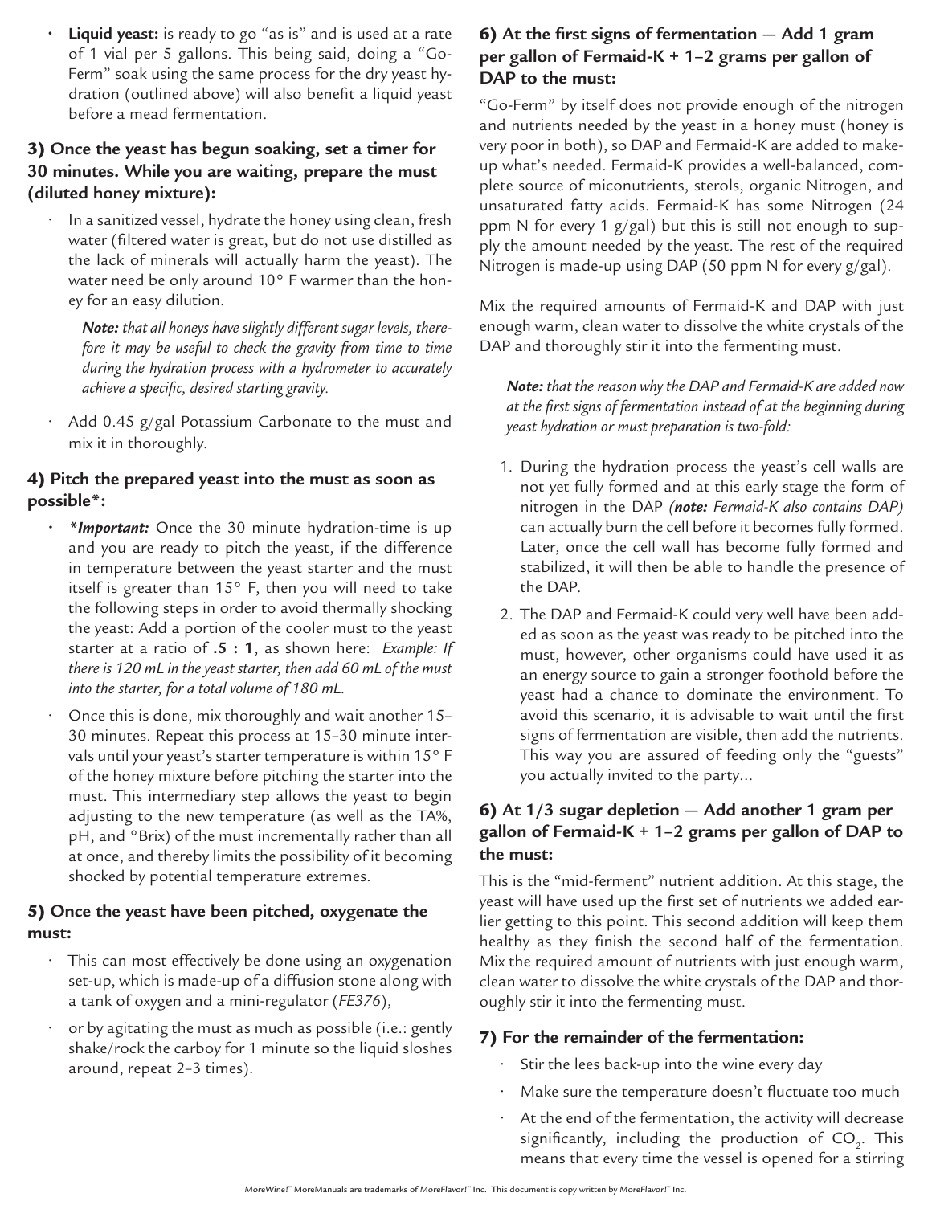- **Liquid yeast:** is ready to go "as is" and is used at a rate of 1 vial per 5 gallons. This being said, doing a "Go-Ferm" soak using the same process for the dry yeast hydration (outlined above) will also benefit a liquid yeast before a mead fermentation.

### 3) Once the yeast has begun soaking, set a timer for 30 minutes. While you are waiting, prepare the must (diluted honey mixture):

- In a sanitized vessel, hydrate the honey using clean, fresh water (filtered water is great, but do not use distilled as the lack of minerals will actually harm the yeast). The water need be only around 10° F warmer than the honey for an easy dilution.

  ***Note:*** *that all honeys have slightly different sugar levels, therefore it may be useful to check the gravity from time to time during the hydration process with a hydrometer to accurately achieve a specific, desired starting gravity.*

- Add 0.45 g/gal Potassium Carbonate to the must and mix it in thoroughly.

### 4) Pitch the prepared yeast into the must as soon as possible*:

- ***Important:*** Once the 30 minute hydration-time is up and you are ready to pitch the yeast, if the difference in temperature between the yeast starter and the must itself is greater than 15° F, then you will need to take the following steps in order to avoid thermally shocking the yeast: Add a portion of the cooler must to the yeast starter at a ratio of **.5 : 1**, as shown here: *Example: If there is 120 mL in the yeast starter, then add 60 mL of the must into the starter, for a total volume of 180 mL.*
- Once this is done, mix thoroughly and wait another 15–30 minutes. Repeat this process at 15–30 minute intervals until your yeast's starter temperature is within 15° F of the honey mixture before pitching the starter into the must. This intermediary step allows the yeast to begin adjusting to the new temperature (as well as the TA%, pH, and °Brix) of the must incrementally rather than all at once, and thereby limits the possibility of it becoming shocked by potential temperature extremes.

### 5) Once the yeast have been pitched, oxygenate the must:

- This can most effectively be done using an oxygenation set-up, which is made-up of a diffusion stone along with a tank of oxygen and a mini-regulator (*FE376*),
- or by agitating the must as much as possible (i.e.: gently shake/rock the carboy for 1 minute so the liquid sloshes around, repeat 2–3 times).

### 6) At the first signs of fermentation — Add 1 gram per gallon of Fermaid-K + 1–2 grams per gallon of DAP to the must:

"Go-Ferm" by itself does not provide enough of the nitrogen and nutrients needed by the yeast in a honey must (honey is very poor in both), so DAP and Fermaid-K are added to make-up what's needed. Fermaid-K provides a well-balanced, complete source of miconutrients, sterols, organic Nitrogen, and unsaturated fatty acids. Fermaid-K has some Nitrogen (24 ppm N for every 1 g/gal) but this is still not enough to supply the amount needed by the yeast. The rest of the required Nitrogen is made-up using DAP (50 ppm N for every g/gal).

Mix the required amounts of Fermaid-K and DAP with just enough warm, clean water to dissolve the white crystals of the DAP and thoroughly stir it into the fermenting must.

***Note:*** *that the reason why the DAP and Fermaid-K are added now at the first signs of fermentation instead of at the beginning during yeast hydration or must preparation is two-fold:*

1. During the hydration process the yeast's cell walls are not yet fully formed and at this early stage the form of nitrogen in the DAP (***note:*** *Fermaid-K also contains DAP*) can actually burn the cell before it becomes fully formed. Later, once the cell wall has become fully formed and stabilized, it will then be able to handle the presence of the DAP.
2. The DAP and Fermaid-K could very well have been added as soon as the yeast was ready to be pitched into the must, however, other organisms could have used it as an energy source to gain a stronger foothold before the yeast had a chance to dominate the environment. To avoid this scenario, it is advisable to wait until the first signs of fermentation are visible, then add the nutrients. This way you are assured of feeding only the "guests" you actually invited to the party...

### 6) At 1/3 sugar depletion — Add another 1 gram per gallon of Fermaid-K + 1–2 grams per gallon of DAP to the must:

This is the "mid-ferment" nutrient addition. At this stage, the yeast will have used up the first set of nutrients we added earlier getting to this point. This second addition will keep them healthy as they finish the second half of the fermentation. Mix the required amount of nutrients with just enough warm, clean water to dissolve the white crystals of the DAP and thoroughly stir it into the fermenting must.

### 7) For the remainder of the fermentation:

- Stir the lees back-up into the wine every day
- Make sure the temperature doesn't fluctuate too much
- At the end of the fermentation, the activity will decrease significantly, including the production of $CO_2$. This means that every time the vessel is opened for a stirring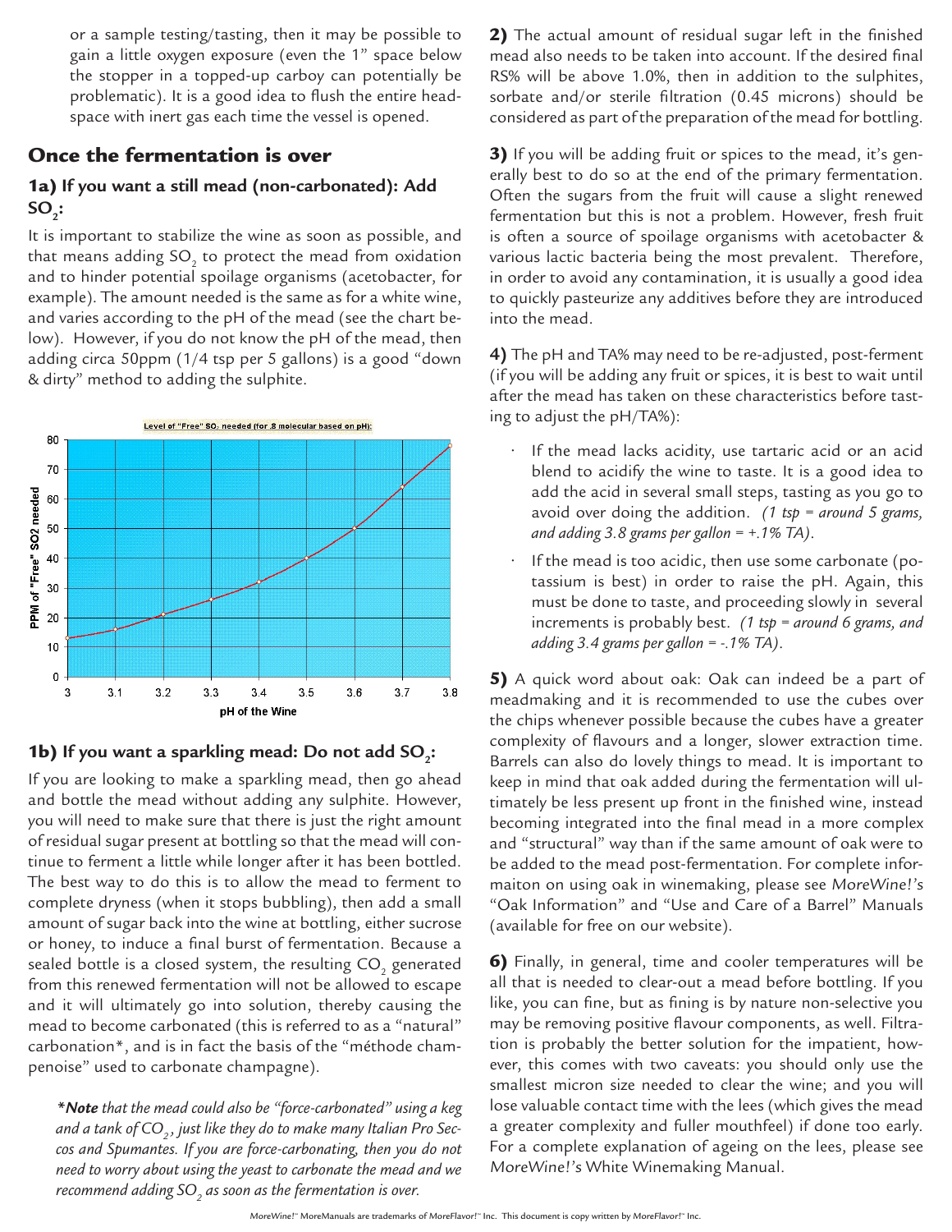or a sample testing/tasting, then it may be possible to gain a little oxygen exposure (even the 1" space below the stopper in a topped-up carboy can potentially be problematic). It is a good idea to flush the entire head-space with inert gas each time the vessel is opened.

## Once the fermentation is over

### 1a) If you want a still mead (non-carbonated): Add $SO_2$:

It is important to stabilize the wine as soon as possible, and that means adding $SO_2$ to protect the mead from oxidation and to hinder potential spoilage organisms (acetobacter, for example). The amount needed is the same as for a white wine, and varies according to the pH of the mead (see the chart below). However, if you do not know the pH of the mead, then adding circa 50ppm (1/4 tsp per 5 gallons) is a good "down & dirty" method to adding the sulphite.

Level of "Free" $SO_2$ needed (for .8 molecular based on pH):

| pH of the Wine | PPM of "Free" SO2 needed |
|---|---|
| 3 | 13 |
| 3.1 | 16 |
| 3.2 | 21 |
| 3.3 | 26 |
| 3.4 | 32 |
| 3.5 | 40 |
| 3.6 | 50 |
| 3.7 | 64 |
| 3.8 | 78 |

### 1b) If you want a sparkling mead: Do not add $SO_2$:

If you are looking to make a sparkling mead, then go ahead and bottle the mead without adding any sulphite. However, you will need to make sure that there is just the right amount of residual sugar present at bottling so that the mead will continue to ferment a little while longer after it has been bottled. The best way to do this is to allow the mead to ferment to complete dryness (when it stops bubbling), then add a small amount of sugar back into the wine at bottling, either sucrose or honey, to induce a final burst of fermentation. Because a sealed bottle is a closed system, the resulting $CO_2$ generated from this renewed fermentation will not be allowed to escape and it will ultimately go into solution, thereby causing the mead to become carbonated (this is referred to as a "natural" carbonation*, and is in fact the basis of the "méthode champenoise" used to carbonate champagne).

*\*Note that the mead could also be "force-carbonated" using a keg and a tank of $CO_2$, just like they do to make many Italian Pro Seccos and Spumantes. If you are force-carbonating, then you do not need to worry about using the yeast to carbonate the mead and we recommend adding $SO_2$ as soon as the fermentation is over.*

**2)** The actual amount of residual sugar left in the finished mead also needs to be taken into account. If the desired final RS% will be above 1.0%, then in addition to the sulphites, sorbate and/or sterile filtration (0.45 microns) should be considered as part of the preparation of the mead for bottling.

**3)** If you will be adding fruit or spices to the mead, it's generally best to do so at the end of the primary fermentation. Often the sugars from the fruit will cause a slight renewed fermentation but this is not a problem. However, fresh fruit is often a source of spoilage organisms with acetobacter & various lactic bacteria being the most prevalent. Therefore, in order to avoid any contamination, it is usually a good idea to quickly pasteurize any additives before they are introduced into the mead.

**4)** The pH and TA% may need to be re-adjusted, post-ferment (if you will be adding any fruit or spices, it is best to wait until after the mead has taken on these characteristics before tasting to adjust the pH/TA%):

- If the mead lacks acidity, use tartaric acid or an acid blend to acidify the wine to taste. It is a good idea to add the acid in several small steps, tasting as you go to avoid over doing the addition. *(1 tsp = around 5 grams, and adding 3.8 grams per gallon = +.1% TA).*
- If the mead is too acidic, then use some carbonate (potassium is best) in order to raise the pH. Again, this must be done to taste, and proceeding slowly in several increments is probably best. *(1 tsp = around 6 grams, and adding 3.4 grams per gallon = -.1% TA).*

**5)** A quick word about oak: Oak can indeed be a part of meadmaking and it is recommended to use the cubes over the chips whenever possible because the cubes have a greater complexity of flavours and a longer, slower extraction time. Barrels can also do lovely things to mead. It is important to keep in mind that oak added during the fermentation will ultimately be less present up front in the finished wine, instead becoming integrated into the final mead in a more complex and "structural" way than if the same amount of oak were to be added to the mead post-fermentation. For complete informaiton on using oak in winemaking, please see *MoreWine!'s* "Oak Information" and "Use and Care of a Barrel" Manuals (available for free on our website).

**6)** Finally, in general, time and cooler temperatures will be all that is needed to clear-out a mead before bottling. If you like, you can fine, but as fining is by nature non-selective you may be removing positive flavour components, as well. Filtration is probably the better solution for the impatient, however, this comes with two caveats: you should only use the smallest micron size needed to clear the wine; and you will lose valuable contact time with the lees (which gives the mead a greater complexity and fuller mouthfeel) if done too early. For a complete explanation of ageing on the lees, please see *MoreWine!'s* White Winemaking Manual.

MoreWine!™ MoreManuals are trademarks of MoreFlavor!™ Inc. This document is copy written by MoreFlavor!™ Inc.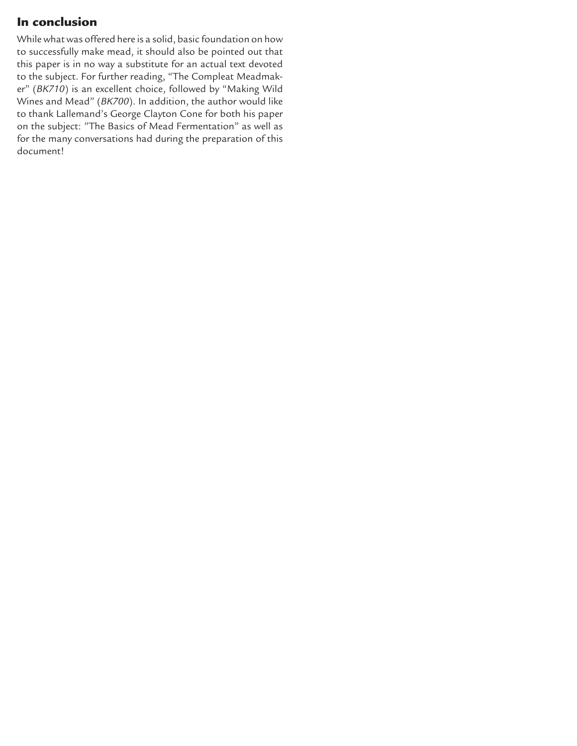## In conclusion

While what was offered here is a solid, basic foundation on how to successfully make mead, it should also be pointed out that this paper is in no way a substitute for an actual text devoted to the subject. For further reading, "The Compleat Meadmaker" (*BK710*) is an excellent choice, followed by "Making Wild Wines and Mead" (*BK700*). In addition, the author would like to thank Lallemand's George Clayton Cone for both his paper on the subject: "The Basics of Mead Fermentation" as well as for the many conversations had during the preparation of this document!